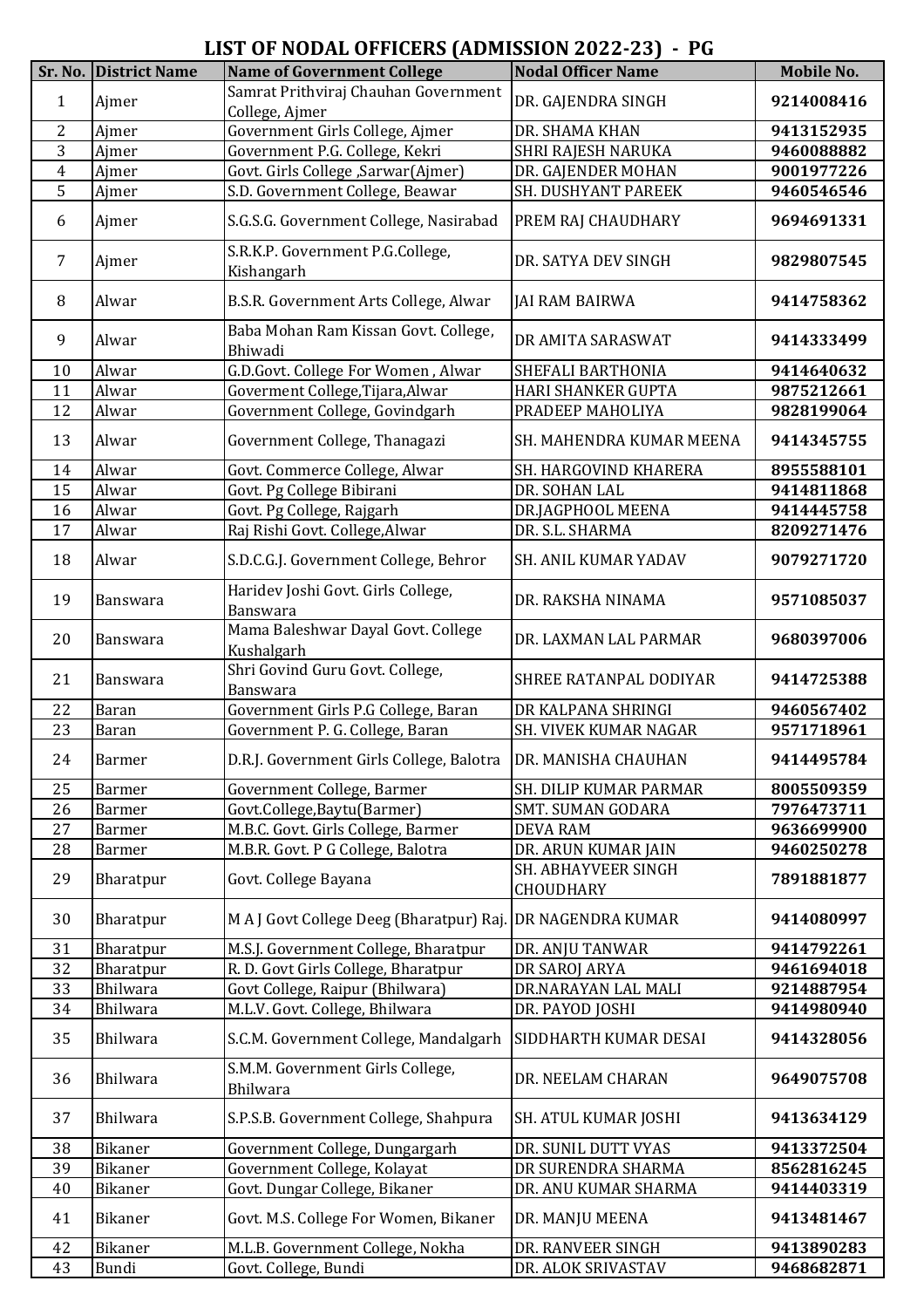# LIST OF NODAL OFFICERS (ADMISSION 2022-23) - PG

| Sr. No. | District Name | Name of Government College | Nodal Officer Name | Mobile No. |
|---|---|---|---|---|
| 1 | Ajmer | Samrat Prithviraj Chauhan Government College, Ajmer | DR. GAJENDRA SINGH | **9214008416** |
| 2 | Ajmer | Government Girls College, Ajmer | DR. SHAMA KHAN | **9413152935** |
| 3 | Ajmer | Government P.G. College, Kekri | SHRI RAJESH NARUKA | **9460088882** |
| 4 | Ajmer | Govt. Girls College ,Sarwar(Ajmer) | DR. GAJENDER MOHAN | **9001977226** |
| 5 | Ajmer | S.D. Government College, Beawar | SH. DUSHYANT PAREEK | **9460546546** |
| 6 | Ajmer | S.G.S.G. Government College, Nasirabad | PREM RAJ CHAUDHARY | **9694691331** |
| 7 | Ajmer | S.R.K.P. Government P.G.College, Kishangarh | DR. SATYA DEV SINGH | **9829807545** |
| 8 | Alwar | B.S.R. Government Arts College, Alwar | JAI RAM BAIRWA | **9414758362** |
| 9 | Alwar | Baba Mohan Ram Kissan Govt. College, Bhiwadi | DR AMITA SARASWAT | **9414333499** |
| 10 | Alwar | G.D.Govt. College For Women , Alwar | SHEFALI BARTHONIA | **9414640632** |
| 11 | Alwar | Goverment College,Tijara,Alwar | HARI SHANKER GUPTA | **9875212661** |
| 12 | Alwar | Government College, Govindgarh | PRADEEP MAHOLIYA | **9828199064** |
| 13 | Alwar | Government College, Thanagazi | SH. MAHENDRA KUMAR MEENA | **9414345755** |
| 14 | Alwar | Govt. Commerce College, Alwar | SH. HARGOVIND KHARERA | **8955588101** |
| 15 | Alwar | Govt. Pg College Bibirani | DR. SOHAN LAL | **9414811868** |
| 16 | Alwar | Govt. Pg College, Rajgarh | DR.JAGPHOOL MEENA | **9414445758** |
| 17 | Alwar | Raj Rishi Govt. College,Alwar | DR. S.L. SHARMA | **8209271476** |
| 18 | Alwar | S.D.C.G.J. Government College, Behror | SH. ANIL KUMAR YADAV | **9079271720** |
| 19 | Banswara | Haridev Joshi Govt. Girls College, Banswara | DR. RAKSHA NINAMA | **9571085037** |
| 20 | Banswara | Mama Baleshwar Dayal Govt. College Kushalgarh | DR. LAXMAN LAL PARMAR | **9680397006** |
| 21 | Banswara | Shri Govind Guru Govt. College, Banswara | SHREE RATANPAL DODIYAR | **9414725388** |
| 22 | Baran | Government Girls P.G College, Baran | DR KALPANA SHRINGI | **9460567402** |
| 23 | Baran | Government P. G. College, Baran | SH. VIVEK KUMAR NAGAR | **9571718961** |
| 24 | Barmer | D.R.J. Government Girls College, Balotra | DR. MANISHA CHAUHAN | **9414495784** |
| 25 | Barmer | Government College, Barmer | SH. DILIP KUMAR PARMAR | **8005509359** |
| 26 | Barmer | Govt.College,Baytu(Barmer) | SMT. SUMAN GODARA | **7976473711** |
| 27 | Barmer | M.B.C. Govt. Girls College, Barmer | DEVA RAM | **9636699900** |
| 28 | Barmer | M.B.R. Govt. P G College, Balotra | DR. ARUN KUMAR JAIN | **9460250278** |
| 29 | Bharatpur | Govt. College Bayana | SH. ABHAYVEER SINGH CHOUDHARY | **7891881877** |
| 30 | Bharatpur | M A J Govt College Deeg (Bharatpur) Raj. | DR NAGENDRA KUMAR | **9414080997** |
| 31 | Bharatpur | M.S.J. Government College, Bharatpur | DR. ANJU TANWAR | **9414792261** |
| 32 | Bharatpur | R. D. Govt Girls College, Bharatpur | DR SAROJ ARYA | **9461694018** |
| 33 | Bhilwara | Govt College, Raipur (Bhilwara) | DR.NARAYAN LAL MALI | **9214887954** |
| 34 | Bhilwara | M.L.V. Govt. College, Bhilwara | DR. PAYOD JOSHI | **9414980940** |
| 35 | Bhilwara | S.C.M. Government College, Mandalgarh | SIDDHARTH KUMAR DESAI | **9414328056** |
| 36 | Bhilwara | S.M.M. Government Girls College, Bhilwara | DR. NEELAM CHARAN | **9649075708** |
| 37 | Bhilwara | S.P.S.B. Government College, Shahpura | SH. ATUL KUMAR JOSHI | **9413634129** |
| 38 | Bikaner | Government College, Dungargarh | DR. SUNIL DUTT VYAS | **9413372504** |
| 39 | Bikaner | Government College, Kolayat | DR SURENDRA SHARMA | **8562816245** |
| 40 | Bikaner | Govt. Dungar College, Bikaner | DR. ANU KUMAR SHARMA | **9414403319** |
| 41 | Bikaner | Govt. M.S. College For Women, Bikaner | DR. MANJU MEENA | **9413481467** |
| 42 | Bikaner | M.L.B. Government College, Nokha | DR. RANVEER SINGH | **9413890283** |
| 43 | Bundi | Govt. College, Bundi | DR. ALOK SRIVASTAV | **9468682871** |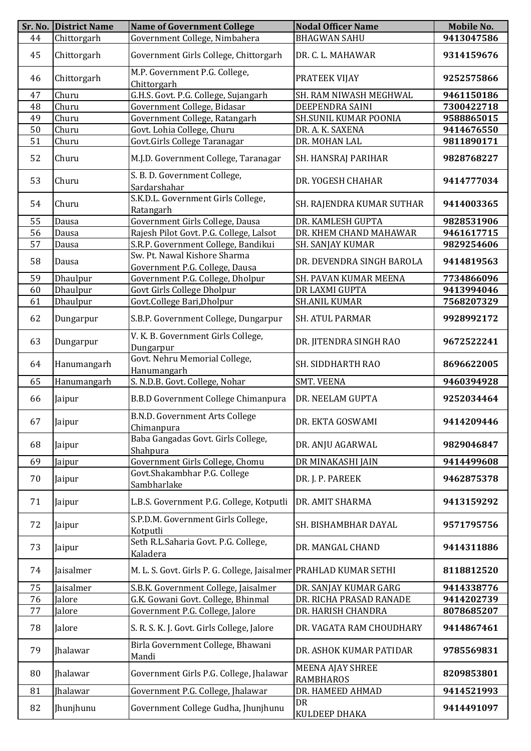| Sr. No. | District Name | Name of Government College | Nodal Officer Name | Mobile No. |
|---|---|---|---|---|
| 44 | Chittorgarh | Government College, Nimbahera | BHAGWAN SAHU | 9413047586 |
| 45 | Chittorgarh | Government Girls College, Chittorgarh | DR. C. L. MAHAWAR | 9314159676 |
| 46 | Chittorgarh | M.P. Government P.G. College, Chittorgarh | PRATEEK VIJAY | 9252575866 |
| 47 | Churu | G.H.S. Govt. P.G. College, Sujangarh | SH. RAM NIWASH MEGHWAL | 9461150186 |
| 48 | Churu | Government College, Bidasar | DEEPENDRA SAINI | 7300422718 |
| 49 | Churu | Government College, Ratangarh | SH.SUNIL KUMAR POONIA | 9588865015 |
| 50 | Churu | Govt. Lohia College, Churu | DR. A. K. SAXENA | 9414676550 |
| 51 | Churu | Govt.Girls College Taranagar | DR. MOHAN LAL | 9811890171 |
| 52 | Churu | M.J.D. Government College, Taranagar | SH. HANSRAJ PARIHAR | 9828768227 |
| 53 | Churu | S. B. D. Government College, Sardarshahar | DR. YOGESH CHAHAR | 9414777034 |
| 54 | Churu | S.K.D.L. Government Girls College, Ratangarh | SH. RAJENDRA KUMAR SUTHAR | 9414003365 |
| 55 | Dausa | Government Girls College, Dausa | DR. KAMLESH GUPTA | 9828531906 |
| 56 | Dausa | Rajesh Pilot Govt. P.G. College, Lalsot | DR. KHEM CHAND MAHAWAR | 9461617715 |
| 57 | Dausa | S.R.P. Government College, Bandikui | SH. SANJAY KUMAR | 9829254606 |
| 58 | Dausa | Sw. Pt. Nawal Kishore Sharma Government P.G. College, Dausa | DR. DEVENDRA SINGH BAROLA | 9414819563 |
| 59 | Dhaulpur | Government P.G. College, Dholpur | SH. PAVAN KUMAR MEENA | 7734866096 |
| 60 | Dhaulpur | Govt Girls College Dholpur | DR LAXMI GUPTA | 9413994046 |
| 61 | Dhaulpur | Govt.College Bari,Dholpur | SH.ANIL KUMAR | 7568207329 |
| 62 | Dungarpur | S.B.P. Government College, Dungarpur | SH. ATUL PARMAR | 9928992172 |
| 63 | Dungarpur | V. K. B. Government Girls College, Dungarpur | DR. JITENDRA SINGH RAO | 9672522241 |
| 64 | Hanumangarh | Govt. Nehru Memorial College, Hanumangarh | SH. SIDDHARTH RAO | 8696622005 |
| 65 | Hanumangarh | S. N.D.B. Govt. College, Nohar | SMT. VEENA | 9460394928 |
| 66 | Jaipur | B.B.D Government College Chimanpura | DR. NEELAM GUPTA | 9252034464 |
| 67 | Jaipur | B.N.D. Government Arts College Chimanpura | DR. EKTA GOSWAMI | 9414209446 |
| 68 | Jaipur | Baba Gangadas Govt. Girls College, Shahpura | DR. ANJU AGARWAL | 9829046847 |
| 69 | Jaipur | Government Girls College, Chomu | DR MINAKASHI JAIN | 9414499608 |
| 70 | Jaipur | Govt.Shakambhar P.G. College Sambharlake | DR. J. P. PAREEK | 9462875378 |
| 71 | Jaipur | L.B.S. Government P.G. College, Kotputli | DR. AMIT SHARMA | 9413159292 |
| 72 | Jaipur | S.P.D.M. Government Girls College, Kotputli | SH. BISHAMBHAR DAYAL | 9571795756 |
| 73 | Jaipur | Seth R.L.Saharia Govt. P.G. College, Kaladera | DR. MANGAL CHAND | 9414311886 |
| 74 | Jaisalmer | M. L. S. Govt. Girls P. G. College, Jaisalmer | PRAHLAD KUMAR SETHI | 8118812520 |
| 75 | Jaisalmer | S.B.K. Government College, Jaisalmer | DR. SANJAY KUMAR GARG | 9414338776 |
| 76 | Jalore | G.K. Gowani Govt. College, Bhinmal | DR. RICHA PRASAD RANADE | 9414202739 |
| 77 | Jalore | Government P.G. College, Jalore | DR. HARISH CHANDRA | 8078685207 |
| 78 | Jalore | S. R. S. K. J. Govt. Girls College, Jalore | DR. VAGATA RAM CHOUDHARY | 9414867461 |
| 79 | Jhalawar | Birla Government College, Bhawani Mandi | DR. ASHOK KUMAR PATIDAR | 9785569831 |
| 80 | Jhalawar | Government Girls P.G. College, Jhalawar | MEENA AJAY SHREE RAMBHAROS | 8209853801 |
| 81 | Jhalawar | Government P.G. College, Jhalawar | DR. HAMEED AHMAD | 9414521993 |
| 82 | Jhunjhunu | Government College Gudha, Jhunjhunu | DR KULDEEP DHAKA | 9414491097 |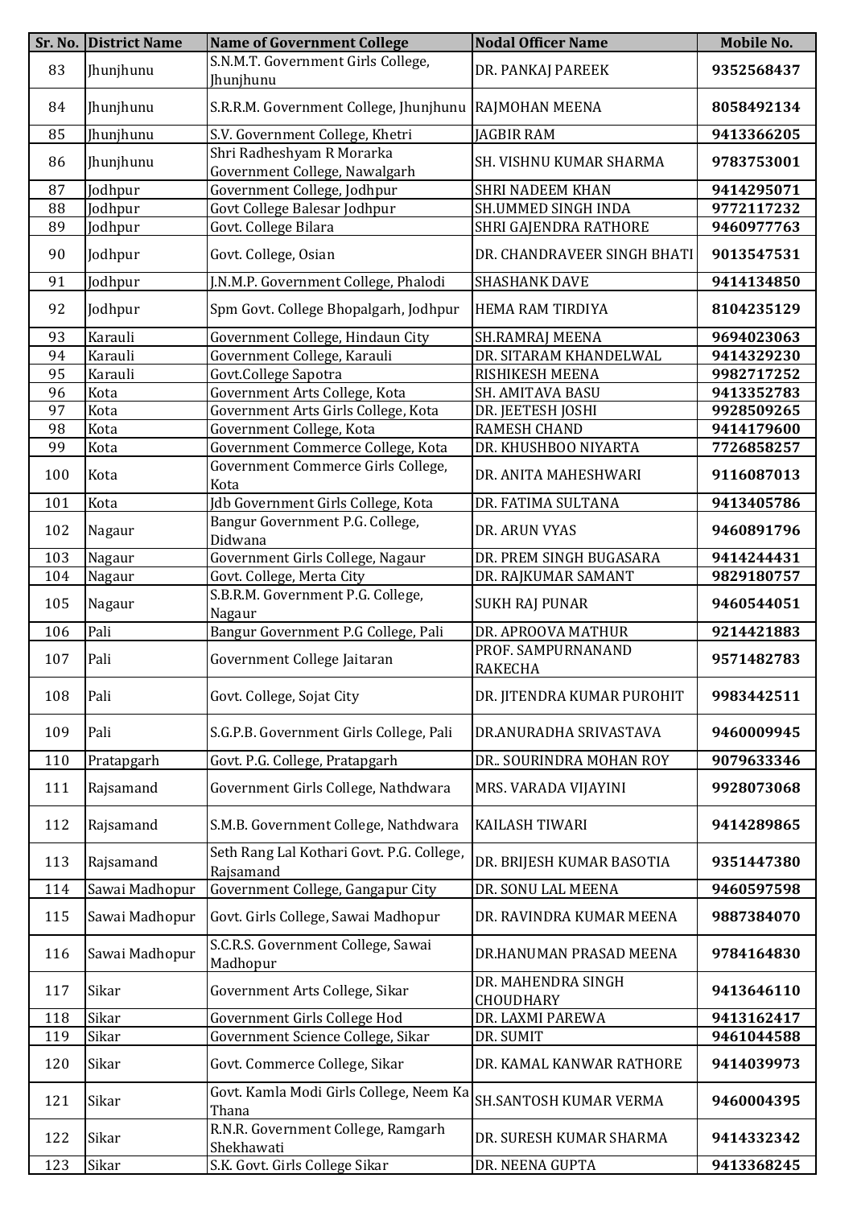| Sr. No. | District Name | Name of Government College | Nodal Officer Name | Mobile No. |
|---|---|---|---|---|
| 83 | Jhunjhunu | S.N.M.T. Government Girls College, Jhunjhunu | DR. PANKAJ PAREEK | **9352568437** |
| 84 | Jhunjhunu | S.R.R.M. Government College, Jhunjhunu | RAJMOHAN MEENA | **8058492134** |
| 85 | Jhunjhunu | S.V. Government College, Khetri | JAGBIR RAM | **9413366205** |
| 86 | Jhunjhunu | Shri Radheshyam R Morarka Government College, Nawalgarh | SH. VISHNU KUMAR SHARMA | **9783753001** |
| 87 | Jodhpur | Government College, Jodhpur | SHRI NADEEM KHAN | **9414295071** |
| 88 | Jodhpur | Govt College Balesar Jodhpur | SH.UMMED SINGH INDA | **9772117232** |
| 89 | Jodhpur | Govt. College Bilara | SHRI GAJENDRA RATHORE | **9460977763** |
| 90 | Jodhpur | Govt. College, Osian | DR. CHANDRAVEER SINGH BHATI | **9013547531** |
| 91 | Jodhpur | J.N.M.P. Government College, Phalodi | SHASHANK DAVE | **9414134850** |
| 92 | Jodhpur | Spm Govt. College Bhopalgarh, Jodhpur | HEMA RAM TIRDIYA | **8104235129** |
| 93 | Karauli | Government College, Hindaun City | SH.RAMRAJ MEENA | **9694023063** |
| 94 | Karauli | Government College, Karauli | DR. SITARAM KHANDELWAL | **9414329230** |
| 95 | Karauli | Govt.College Sapotra | RISHIKESH MEENA | **9982717252** |
| 96 | Kota | Government Arts College, Kota | SH. AMITAVA BASU | **9413352783** |
| 97 | Kota | Government Arts Girls College, Kota | DR. JEETESH JOSHI | **9928509265** |
| 98 | Kota | Government College, Kota | RAMESH CHAND | **9414179600** |
| 99 | Kota | Government Commerce College, Kota | DR. KHUSHBOO NIYARTA | **7726858257** |
| 100 | Kota | Government Commerce Girls College, Kota | DR. ANITA MAHESHWARI | **9116087013** |
| 101 | Kota | Jdb Government Girls College, Kota | DR. FATIMA SULTANA | **9413405786** |
| 102 | Nagaur | Bangur Government P.G. College, Didwana | DR. ARUN VYAS | **9460891796** |
| 103 | Nagaur | Government Girls College, Nagaur | DR. PREM SINGH BUGASARA | **9414244431** |
| 104 | Nagaur | Govt. College, Merta City | DR. RAJKUMAR SAMANT | **9829180757** |
| 105 | Nagaur | S.B.R.M. Government P.G. College, Nagaur | SUKH RAJ PUNAR | **9460544051** |
| 106 | Pali | Bangur Government P.G College, Pali | DR. APROOVA MATHUR | **9214421883** |
| 107 | Pali | Government College Jaitaran | PROF. SAMPURNANAND RAKECHA | **9571482783** |
| 108 | Pali | Govt. College, Sojat City | DR. JITENDRA KUMAR PUROHIT | **9983442511** |
| 109 | Pali | S.G.P.B. Government Girls College, Pali | DR.ANURADHA SRIVASTAVA | **9460009945** |
| 110 | Pratapgarh | Govt. P.G. College, Pratapgarh | DR.. SOURINDRA MOHAN ROY | **9079633346** |
| 111 | Rajsamand | Government Girls College, Nathdwara | MRS. VARADA VIJAYINI | **9928073068** |
| 112 | Rajsamand | S.M.B. Government College, Nathdwara | KAILASH TIWARI | **9414289865** |
| 113 | Rajsamand | Seth Rang Lal Kothari Govt. P.G. College, Rajsamand | DR. BRIJESH KUMAR BASOTIA | **9351447380** |
| 114 | Sawai Madhopur | Government College, Gangapur City | DR. SONU LAL MEENA | **9460597598** |
| 115 | Sawai Madhopur | Govt. Girls College, Sawai Madhopur | DR. RAVINDRA KUMAR MEENA | **9887384070** |
| 116 | Sawai Madhopur | S.C.R.S. Government College, Sawai Madhopur | DR.HANUMAN PRASAD MEENA | **9784164830** |
| 117 | Sikar | Government Arts College, Sikar | DR. MAHENDRA SINGH CHOUDHARY | **9413646110** |
| 118 | Sikar | Government Girls College Hod | DR. LAXMI PAREWA | **9413162417** |
| 119 | Sikar | Government Science College, Sikar | DR. SUMIT | **9461044588** |
| 120 | Sikar | Govt. Commerce College, Sikar | DR. KAMAL KANWAR RATHORE | **9414039973** |
| 121 | Sikar | Govt. Kamla Modi Girls College, Neem Ka Thana | SH.SANTOSH KUMAR VERMA | **9460004395** |
| 122 | Sikar | R.N.R. Government College, Ramgarh Shekhawati | DR. SURESH KUMAR SHARMA | **9414332342** |
| 123 | Sikar | S.K. Govt. Girls College Sikar | DR. NEENA GUPTA | **9413368245** |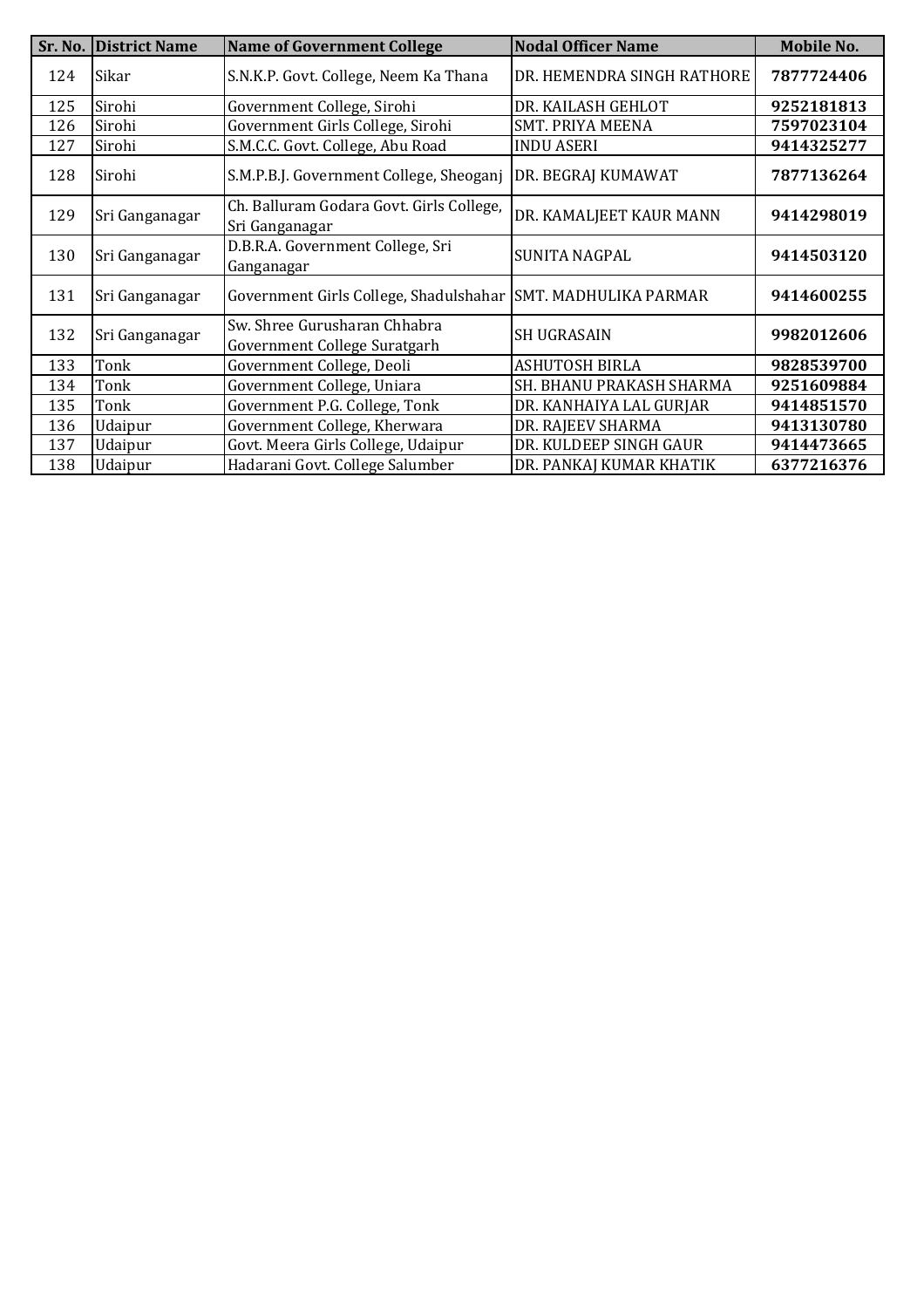| Sr. No. | District Name | Name of Government College | Nodal Officer Name | Mobile No. |
|---|---|---|---|---|
| 124 | Sikar | S.N.K.P. Govt. College, Neem Ka Thana | DR. HEMENDRA SINGH RATHORE | 7877724406 |
| 125 | Sirohi | Government College, Sirohi | DR. KAILASH GEHLOT | 9252181813 |
| 126 | Sirohi | Government Girls College, Sirohi | SMT. PRIYA MEENA | 7597023104 |
| 127 | Sirohi | S.M.C.C. Govt. College, Abu Road | INDU ASERI | 9414325277 |
| 128 | Sirohi | S.M.P.B.J. Government College, Sheoganj | DR. BEGRAJ KUMAWAT | 7877136264 |
| 129 | Sri Ganganagar | Ch. Balluram Godara Govt. Girls College, Sri Ganganagar | DR. KAMALJEET KAUR MANN | 9414298019 |
| 130 | Sri Ganganagar | D.B.R.A. Government College, Sri Ganganagar | SUNITA NAGPAL | 9414503120 |
| 131 | Sri Ganganagar | Government Girls College, Shadulshahar | SMT. MADHULIKA PARMAR | 9414600255 |
| 132 | Sri Ganganagar | Sw. Shree Gurusharan Chhabra Government College Suratgarh | SH UGRASAIN | 9982012606 |
| 133 | Tonk | Government College, Deoli | ASHUTOSH BIRLA | 9828539700 |
| 134 | Tonk | Government College, Uniara | SH. BHANU PRAKASH SHARMA | 9251609884 |
| 135 | Tonk | Government P.G. College, Tonk | DR. KANHAIYA LAL GURJAR | 9414851570 |
| 136 | Udaipur | Government College, Kherwara | DR. RAJEEV SHARMA | 9413130780 |
| 137 | Udaipur | Govt. Meera Girls College, Udaipur | DR. KULDEEP SINGH GAUR | 9414473665 |
| 138 | Udaipur | Hadarani Govt. College Salumber | DR. PANKAJ KUMAR KHATIK | 6377216376 |